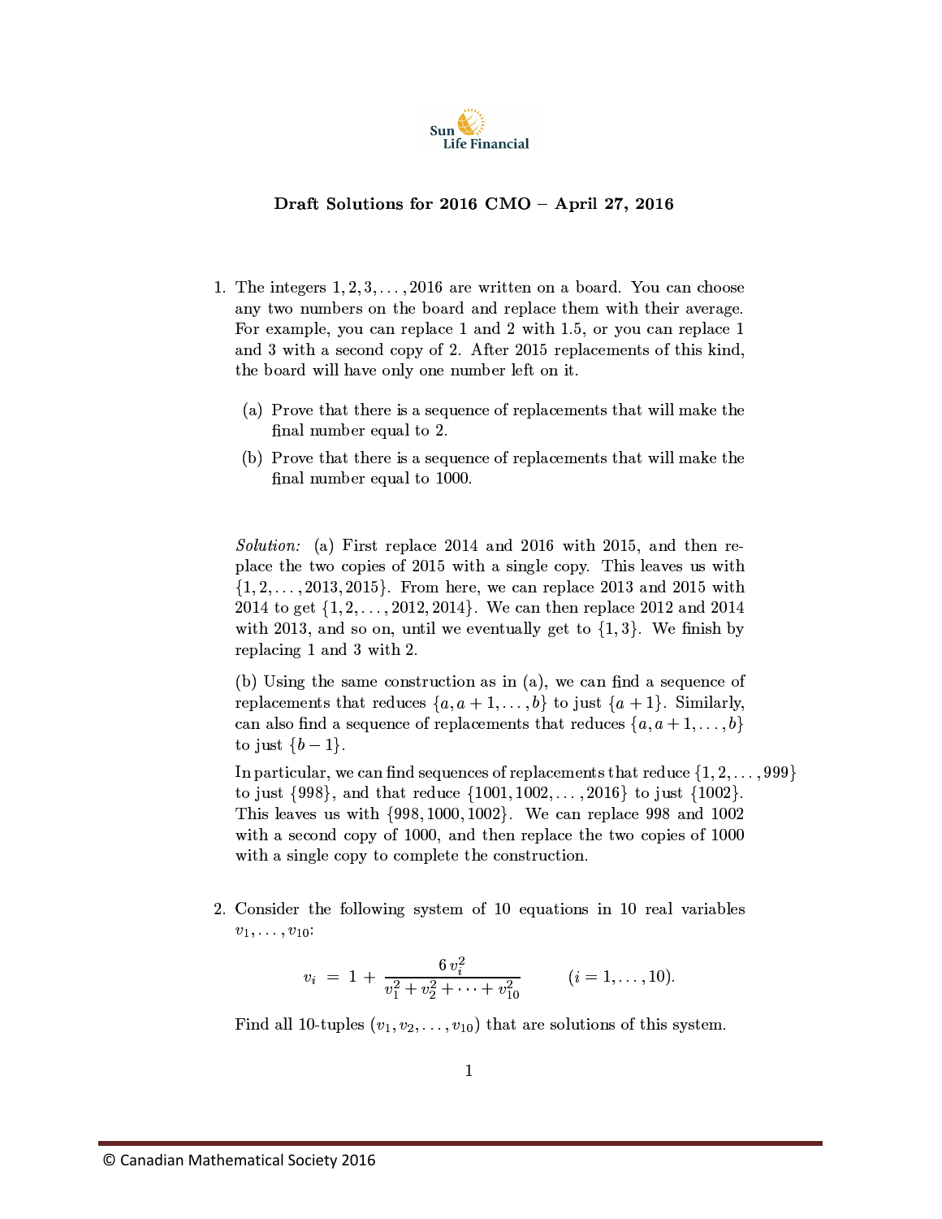Sun Life Financial

**Draft Solutions for 2016 CMO – April 27, 2016**

1. The integers $1, 2, 3, \ldots, 2016$ are written on a board. You can choose any two numbers on the board and replace them with their average. For example, you can replace 1 and 2 with 1.5, or you can replace 1 and 3 with a second copy of 2. After 2015 replacements of this kind, the board will have only one number left on it.

   (a) Prove that there is a sequence of replacements that will make the final number equal to 2.

   (b) Prove that there is a sequence of replacements that will make the final number equal to 1000.

   *Solution:* (a) First replace 2014 and 2016 with 2015, and then replace the two copies of 2015 with a single copy. This leaves us with $\{1, 2, \ldots, 2013, 2015\}$. From here, we can replace 2013 and 2015 with 2014 to get $\{1, 2, \ldots, 2012, 2014\}$. We can then replace 2012 and 2014 with 2013, and so on, until we eventually get to $\{1, 3\}$. We finish by replacing 1 and 3 with 2.

   (b) Using the same construction as in (a), we can find a sequence of replacements that reduces $\{a, a+1, \ldots, b\}$ to just $\{a+1\}$. Similarly, can also find a sequence of replacements that reduces $\{a, a+1, \ldots, b\}$ to just $\{b-1\}$.

   In particular, we can find sequences of replacements that reduce $\{1, 2, \ldots, 999\}$ to just $\{998\}$, and that reduce $\{1001, 1002, \ldots, 2016\}$ to just $\{1002\}$. This leaves us with $\{998, 1000, 1002\}$. We can replace 998 and 1002 with a second copy of 1000, and then replace the two copies of 1000 with a single copy to complete the construction.

2. Consider the following system of 10 equations in 10 real variables $v_1, \ldots, v_{10}$:

$$v_i = 1 + \frac{6\,v_i^2}{v_1^2 + v_2^2 + \cdots + v_{10}^2} \qquad (i = 1, \ldots, 10).$$

   Find all 10-tuples $(v_1, v_2, \ldots, v_{10})$ that are solutions of this system.

© Canadian Mathematical Society 2016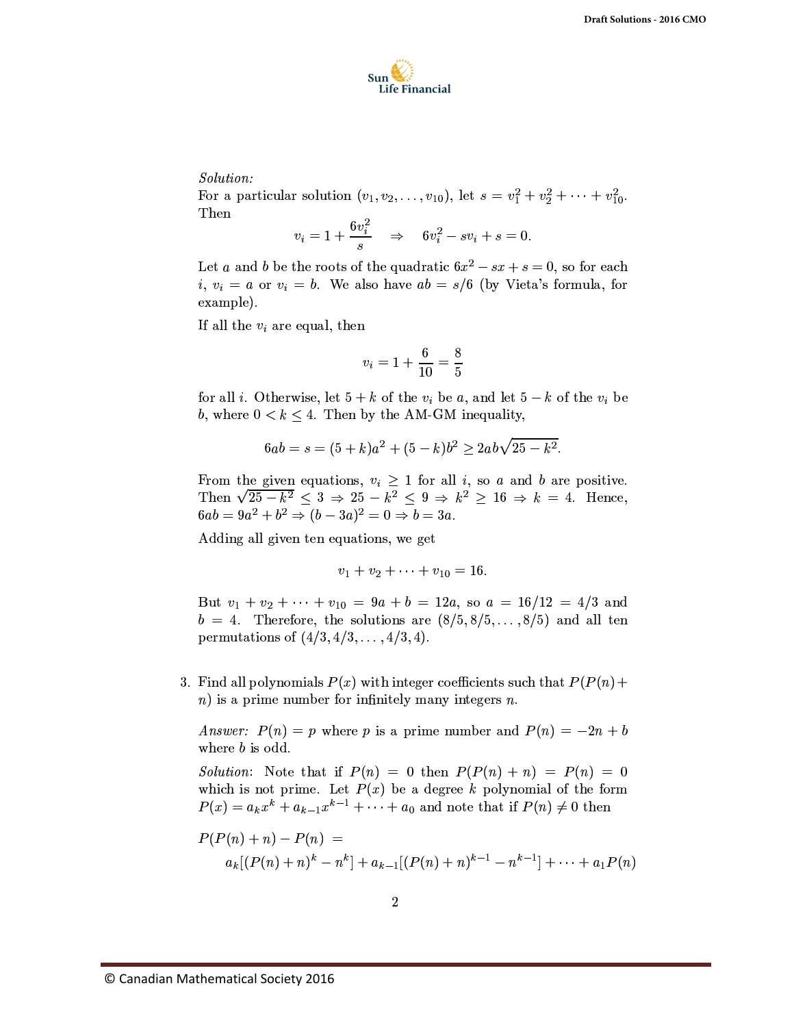*Solution:*
For a particular solution $(v_1, v_2, \ldots, v_{10})$, let $s = v_1^2 + v_2^2 + \cdots + v_{10}^2$. Then

$$v_i = 1 + \frac{6v_i^2}{s} \quad \Rightarrow \quad 6v_i^2 - sv_i + s = 0.$$

Let $a$ and $b$ be the roots of the quadratic $6x^2 - sx + s = 0$, so for each $i$, $v_i = a$ or $v_i = b$. We also have $ab = s/6$ (by Vieta's formula, for example).

If all the $v_i$ are equal, then

$$v_i = 1 + \frac{6}{10} = \frac{8}{5}$$

for all $i$. Otherwise, let $5 + k$ of the $v_i$ be $a$, and let $5 - k$ of the $v_i$ be $b$, where $0 < k \leq 4$. Then by the AM-GM inequality,

$$6ab = s = (5 + k)a^2 + (5 - k)b^2 \geq 2ab\sqrt{25 - k^2}.$$

From the given equations, $v_i \geq 1$ for all $i$, so $a$ and $b$ are positive. Then $\sqrt{25 - k^2} \leq 3 \Rightarrow 25 - k^2 \leq 9 \Rightarrow k^2 \geq 16 \Rightarrow k = 4$. Hence, $6ab = 9a^2 + b^2 \Rightarrow (b - 3a)^2 = 0 \Rightarrow b = 3a$.

Adding all given ten equations, we get

$$v_1 + v_2 + \cdots + v_{10} = 16.$$

But $v_1 + v_2 + \cdots + v_{10} = 9a + b = 12a$, so $a = 16/12 = 4/3$ and $b = 4$. Therefore, the solutions are $(8/5, 8/5, \ldots, 8/5)$ and all ten permutations of $(4/3, 4/3, \ldots, 4/3, 4)$.

3. Find all polynomials $P(x)$ with integer coefficients such that $P(P(n) + n)$ is a prime number for infinitely many integers $n$.

   *Answer:* $P(n) = p$ where $p$ is a prime number and $P(n) = -2n + b$ where $b$ is odd.

   *Solution*: Note that if $P(n) = 0$ then $P(P(n) + n) = P(n) = 0$ which is not prime. Let $P(x)$ be a degree $k$ polynomial of the form $P(x) = a_k x^k + a_{k-1}x^{k-1} + \cdots + a_0$ and note that if $P(n) \neq 0$ then

$$P(P(n) + n) - P(n) = \\ a_k[(P(n) + n)^k - n^k] + a_{k-1}[(P(n) + n)^{k-1} - n^{k-1}] + \cdots + a_1 P(n)$$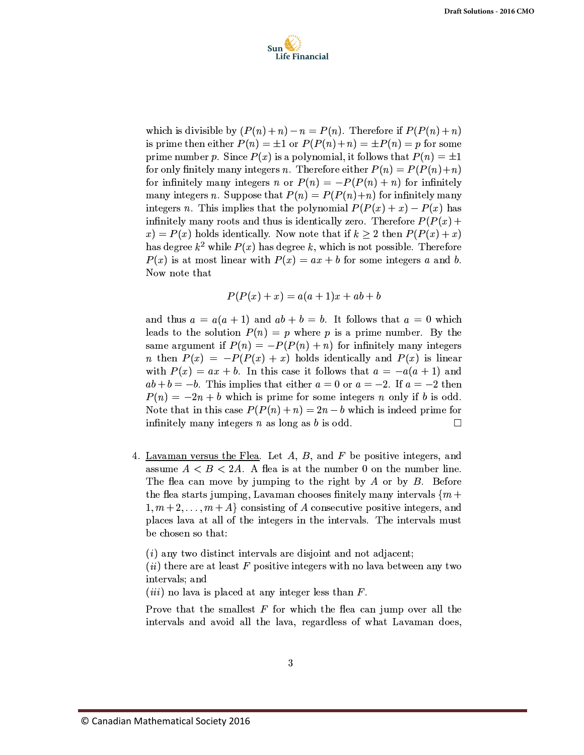which is divisible by $(P(n)+n)-n = P(n)$. Therefore if $P(P(n)+n)$ is prime then either $P(n) = \pm 1$ or $P(P(n)+n) = \pm P(n) = p$ for some prime number $p$. Since $P(x)$ is a polynomial, it follows that $P(n) = \pm 1$ for only finitely many integers $n$. Therefore either $P(n) = P(P(n)+n)$ for infinitely many integers $n$ or $P(n) = -P(P(n)+n)$ for infinitely many integers $n$. Suppose that $P(n) = P(P(n)+n)$ for infinitely many integers $n$. This implies that the polynomial $P(P(x)+x) - P(x)$ has infinitely many roots and thus is identically zero. Therefore $P(P(x)+x) = P(x)$ holds identically. Now note that if $k \geq 2$ then $P(P(x)+x)$ has degree $k^2$ while $P(x)$ has degree $k$, which is not possible. Therefore $P(x)$ is at most linear with $P(x) = ax+b$ for some integers $a$ and $b$. Now note that

$$P(P(x)+x) = a(a+1)x + ab + b$$

and thus $a = a(a+1)$ and $ab+b = b$. It follows that $a = 0$ which leads to the solution $P(n) = p$ where $p$ is a prime number. By the same argument if $P(n) = -P(P(n)+n)$ for infinitely many integers $n$ then $P(x) = -P(P(x)+x)$ holds identically and $P(x)$ is linear with $P(x) = ax+b$. In this case it follows that $a = -a(a+1)$ and $ab+b = -b$. This implies that either $a = 0$ or $a = -2$. If $a = -2$ then $P(n) = -2n+b$ which is prime for some integers $n$ only if $b$ is odd. Note that in this case $P(P(n)+n) = 2n-b$ which is indeed prime for infinitely many integers $n$ as long as $b$ is odd. $\square$

4. Lavaman versus the Flea. Let $A$, $B$, and $F$ be positive integers, and assume $A < B < 2A$. A flea is at the number 0 on the number line. The flea can move by jumping to the right by $A$ or by $B$. Before the flea starts jumping, Lavaman chooses finitely many intervals $\{m+1, m+2, \ldots, m+A\}$ consisting of $A$ consecutive positive integers, and places lava at all of the integers in the intervals. The intervals must be chosen so that:

   $(i)$ any two distinct intervals are disjoint and not adjacent;
   
   $(ii)$ there are at least $F$ positive integers with no lava between any two intervals; and
   
   $(iii)$ no lava is placed at any integer less than $F$.

   Prove that the smallest $F$ for which the flea can jump over all the intervals and avoid all the lava, regardless of what Lavaman does,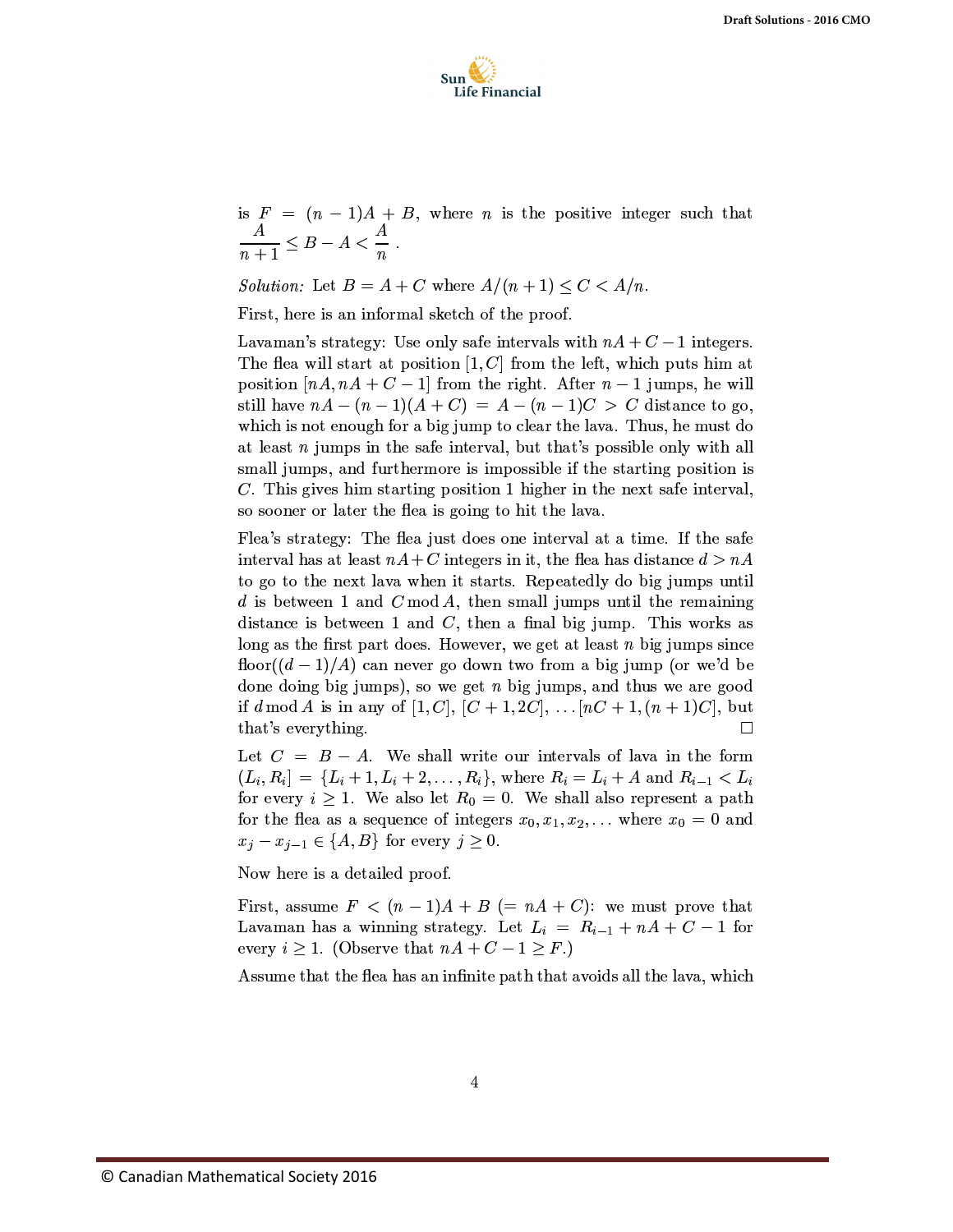is $F = (n-1)A + B$, where $n$ is the positive integer such that $\dfrac{A}{n+1} \le B - A < \dfrac{A}{n}$.

*Solution:* Let $B = A + C$ where $A/(n+1) \le C < A/n$.

First, here is an informal sketch of the proof.

Lavaman's strategy: Use only safe intervals with $nA + C - 1$ integers. The flea will start at position $[1, C]$ from the left, which puts him at position $[nA, nA + C - 1]$ from the right. After $n - 1$ jumps, he will still have $nA - (n-1)(A + C) = A - (n-1)C > C$ distance to go, which is not enough for a big jump to clear the lava. Thus, he must do at least $n$ jumps in the safe interval, but that's possible only with all small jumps, and furthermore is impossible if the starting position is $C$. This gives him starting position 1 higher in the next safe interval, so sooner or later the flea is going to hit the lava.

Flea's strategy: The flea just does one interval at a time. If the safe interval has at least $nA + C$ integers in it, the flea has distance $d > nA$ to go to the next lava when it starts. Repeatedly do big jumps until $d$ is between 1 and $C \bmod A$, then small jumps until the remaining distance is between 1 and $C$, then a final big jump. This works as long as the first part does. However, we get at least $n$ big jumps since $\text{floor}((d-1)/A)$ can never go down two from a big jump (or we'd be done doing big jumps), so we get $n$ big jumps, and thus we are good if $d \bmod A$ is in any of $[1, C]$, $[C+1, 2C]$, $\ldots [nC+1, (n+1)C]$, but that's everything. $\square$

Let $C = B - A$. We shall write our intervals of lava in the form $(L_i, R_i] = \{L_i + 1, L_i + 2, \ldots, R_i\}$, where $R_i = L_i + A$ and $R_{i-1} < L_i$ for every $i \ge 1$. We also let $R_0 = 0$. We shall also represent a path for the flea as a sequence of integers $x_0, x_1, x_2, \ldots$ where $x_0 = 0$ and $x_j - x_{j-1} \in \{A, B\}$ for every $j \ge 0$.

Now here is a detailed proof.

First, assume $F < (n-1)A + B$ $(= nA + C)$: we must prove that Lavaman has a winning strategy. Let $L_i = R_{i-1} + nA + C - 1$ for every $i \ge 1$. (Observe that $nA + C - 1 \ge F$.)

Assume that the flea has an infinite path that avoids all the lava, which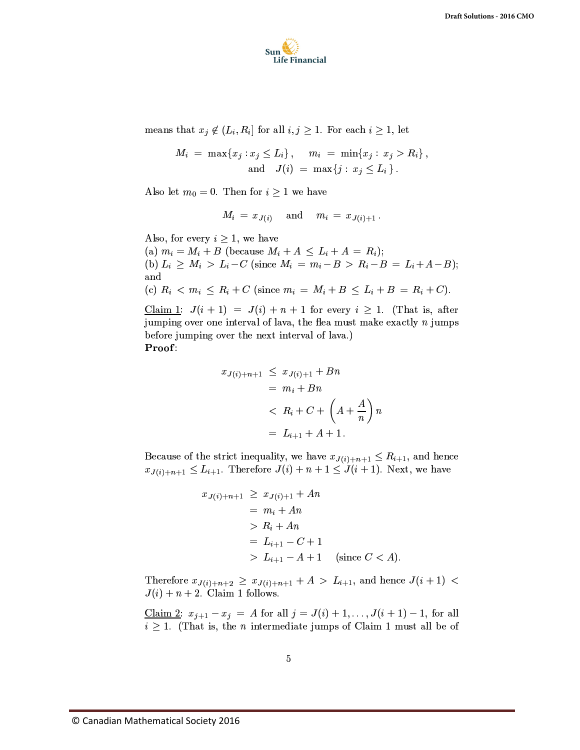means that $x_j \notin (L_i, R_i]$ for all $i, j \geq 1$. For each $i \geq 1$, let

$$M_i = \max\{x_j : x_j \leq L_i\}, \quad m_i = \min\{x_j : x_j > R_i\},$$
$$\text{and} \quad J(i) = \max\{j : x_j \leq L_i\}.$$

Also let $m_0 = 0$. Then for $i \geq 1$ we have

$$M_i = x_{J(i)} \quad \text{and} \quad m_i = x_{J(i)+1}.$$

Also, for every $i \geq 1$, we have
(a) $m_i = M_i + B$ (because $M_i + A \leq L_i + A = R_i$);
(b) $L_i \geq M_i > L_i - C$ (since $M_i = m_i - B > R_i - B = L_i + A - B$); and
(c) $R_i < m_i \leq R_i + C$ (since $m_i = M_i + B \leq L_i + B = R_i + C$).

Claim 1: $J(i+1) = J(i) + n + 1$ for every $i \geq 1$. (That is, after jumping over one interval of lava, the flea must make exactly $n$ jumps before jumping over the next interval of lava.)
**Proof**:

$$\begin{aligned}
x_{J(i)+n+1} &\leq x_{J(i)+1} + Bn \\
&= m_i + Bn \\
&< R_i + C + \left(A + \frac{A}{n}\right)n \\
&= L_{i+1} + A + 1.
\end{aligned}$$

Because of the strict inequality, we have $x_{J(i)+n+1} \leq R_{i+1}$, and hence $x_{J(i)+n+1} \leq L_{i+1}$. Therefore $J(i) + n + 1 \leq J(i+1)$. Next, we have

$$\begin{aligned}
x_{J(i)+n+1} &\geq x_{J(i)+1} + An \\
&= m_i + An \\
&> R_i + An \\
&= L_{i+1} - C + 1 \\
&> L_{i+1} - A + 1 \quad \text{(since } C < A).
\end{aligned}$$

Therefore $x_{J(i)+n+2} \geq x_{J(i)+n+1} + A > L_{i+1}$, and hence $J(i+1) < J(i) + n + 2$. Claim 1 follows.

Claim 2: $x_{j+1} - x_j = A$ for all $j = J(i)+1, \ldots, J(i+1) - 1$, for all $i \geq 1$. (That is, the $n$ intermediate jumps of Claim 1 must all be of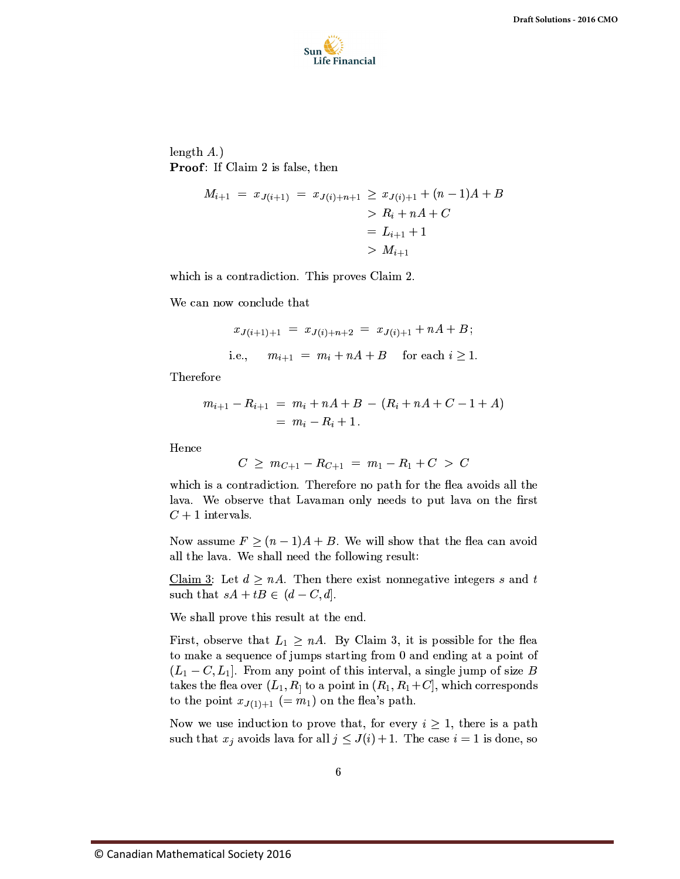length $A$.)
**Proof**: If Claim 2 is false, then

$$
\begin{aligned}
M_{i+1} \;=\; x_{J(i+1)} \;=\; x_{J(i)+n+1} \;&\geq\; x_{J(i)+1} + (n-1)A + B \\
&>\; R_i + nA + C \\
&=\; L_{i+1} + 1 \\
&>\; M_{i+1}
\end{aligned}
$$

which is a contradiction. This proves Claim 2.

We can now conclude that

$$
x_{J(i+1)+1} \;=\; x_{J(i)+n+2} \;=\; x_{J(i)+1} + nA + B\,;
$$

$$
\text{i.e.,} \qquad m_{i+1} \;=\; m_i + nA + B \qquad \text{for each } i \geq 1.
$$

Therefore

$$
\begin{aligned}
m_{i+1} - R_{i+1} \;&=\; m_i + nA + B \;-\; (R_i + nA + C - 1 + A) \\
&=\; m_i - R_i + 1\,.
\end{aligned}
$$

Hence

$$
C \;\geq\; m_{C+1} - R_{C+1} \;=\; m_1 - R_1 + C \;>\; C
$$

which is a contradiction. Therefore no path for the flea avoids all the lava. We observe that Lavaman only needs to put lava on the first $C+1$ intervals.

Now assume $F \geq (n-1)A + B$. We will show that the flea can avoid all the lava. We shall need the following result:

Claim 3: Let $d \geq nA$. Then there exist nonnegative integers $s$ and $t$ such that $sA + tB \in (d - C, d]$.

We shall prove this result at the end.

First, observe that $L_1 \geq nA$. By Claim 3, it is possible for the flea to make a sequence of jumps starting from 0 and ending at a point of $(L_1 - C, L_1]$. From any point of this interval, a single jump of size $B$ takes the flea over $(L_1, R_]$ to a point in $(R_1, R_1 + C]$, which corresponds to the point $x_{J(1)+1}$ $(= m_1)$ on the flea's path.

Now we use induction to prove that, for every $i \geq 1$, there is a path such that $x_j$ avoids lava for all $j \leq J(i)+1$. The case $i = 1$ is done, so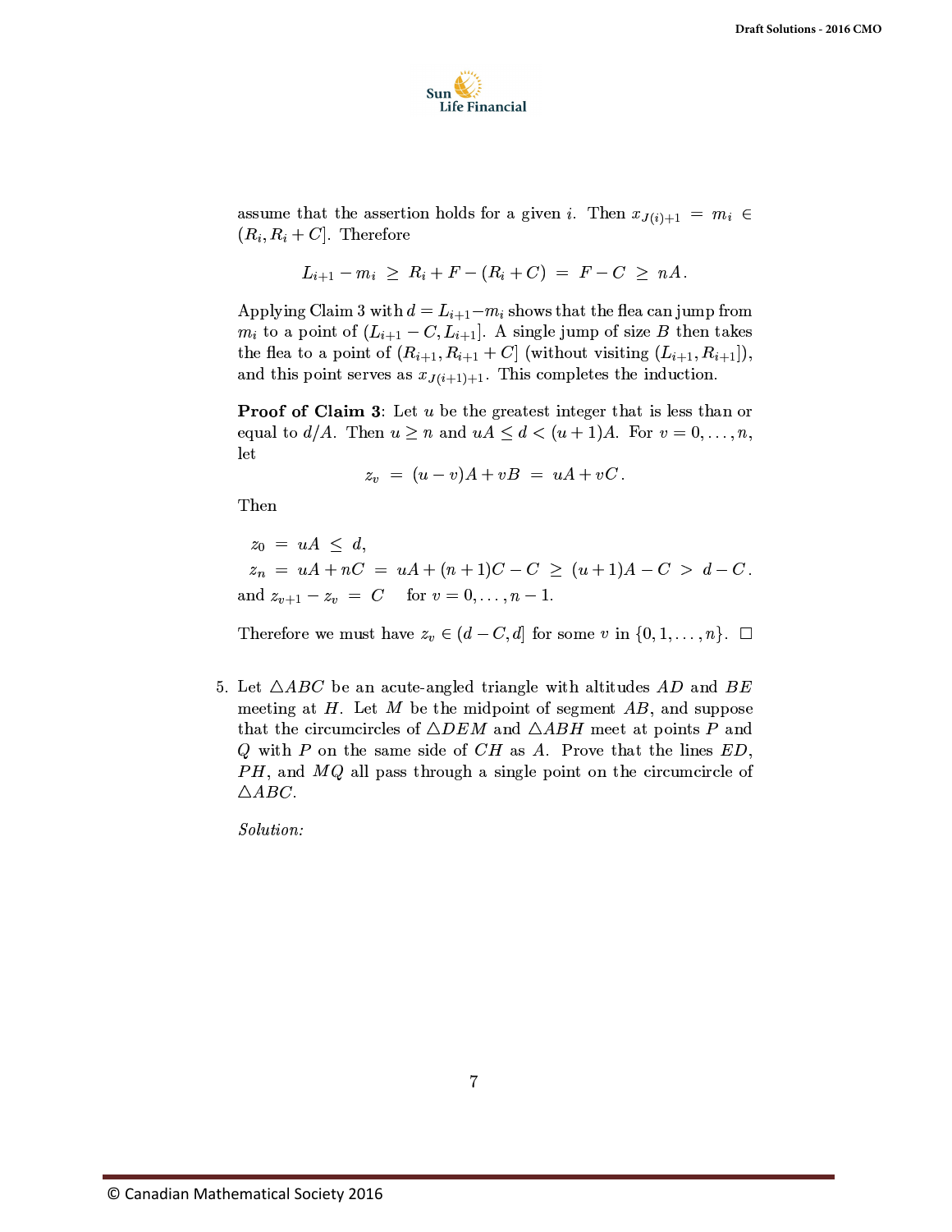assume that the assertion holds for a given $i$. Then $x_{J(i)+1} = m_i \in (R_i, R_i + C]$. Therefore

$$L_{i+1} - m_i \ \geq \ R_i + F - (R_i + C) \ = \ F - C \ \geq \ nA .$$

Applying Claim 3 with $d = L_{i+1} - m_i$ shows that the flea can jump from $m_i$ to a point of $(L_{i+1} - C, L_{i+1}]$. A single jump of size $B$ then takes the flea to a point of $(R_{i+1}, R_{i+1} + C]$ (without visiting $(L_{i+1}, R_{i+1}]$), and this point serves as $x_{J(i+1)+1}$. This completes the induction.

**Proof of Claim 3**: Let $u$ be the greatest integer that is less than or equal to $d/A$. Then $u \geq n$ and $uA \leq d < (u+1)A$. For $v = 0, \ldots, n$, let

$$z_v \ = \ (u-v)A + vB \ = \ uA + vC .$$

Then

$$z_0 \ = \ uA \ \leq \ d,$$
$$z_n \ = \ uA + nC \ = \ uA + (n+1)C - C \ \geq \ (u+1)A - C \ > \ d - C .$$

and $z_{v+1} - z_v \ = \ C \quad$ for $v = 0, \ldots, n-1$.

Therefore we must have $z_v \in (d - C, d]$ for some $v$ in $\{0, 1, \ldots, n\}$. $\square$

5. Let $\triangle ABC$ be an acute-angled triangle with altitudes $AD$ and $BE$ meeting at $H$. Let $M$ be the midpoint of segment $AB$, and suppose that the circumcircles of $\triangle DEM$ and $\triangle ABH$ meet at points $P$ and $Q$ with $P$ on the same side of $CH$ as $A$. Prove that the lines $ED$, $PH$, and $MQ$ all pass through a single point on the circumcircle of $\triangle ABC$.

   *Solution:*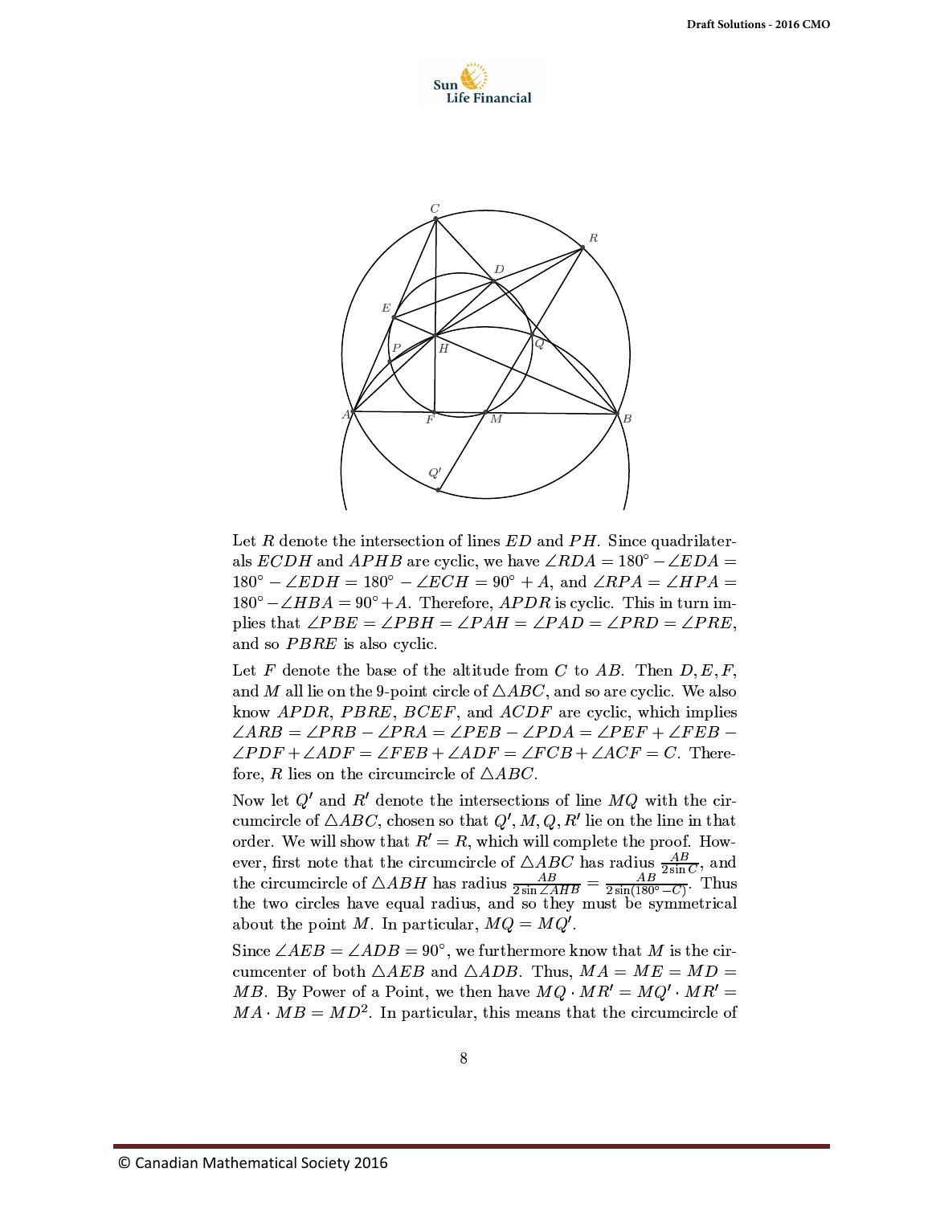Let $R$ denote the intersection of lines $ED$ and $PH$. Since quadrilaterals $ECDH$ and $APHB$ are cyclic, we have $\angle RDA = 180^\circ - \angle EDA = 180^\circ - \angle EDH = 180^\circ - \angle ECH = 90^\circ + A$, and $\angle RPA = \angle HPA = 180^\circ - \angle HBA = 90^\circ + A$. Therefore, $APDR$ is cyclic. This in turn implies that $\angle PBE = \angle PBH = \angle PAH = \angle PAD = \angle PRD = \angle PRE$, and so $PBRE$ is also cyclic.

Let $F$ denote the base of the altitude from $C$ to $AB$. Then $D, E, F$, and $M$ all lie on the 9-point circle of $\triangle ABC$, and so are cyclic. We also know $APDR$, $PBRE$, $BCEF$, and $ACDF$ are cyclic, which implies $\angle ARB = \angle PRB - \angle PRA = \angle PEB - \angle PDA = \angle PEF + \angle FEB - \angle PDF + \angle ADF = \angle FEB + \angle ADF = \angle FCB + \angle ACF = C$. Therefore, $R$ lies on the circumcircle of $\triangle ABC$.

Now let $Q'$ and $R'$ denote the intersections of line $MQ$ with the circumcircle of $\triangle ABC$, chosen so that $Q', M, Q, R'$ lie on the line in that order. We will show that $R' = R$, which will complete the proof. However, first note that the circumcircle of $\triangle ABC$ has radius $\frac{AB}{2\sin C}$, and the circumcircle of $\triangle ABH$ has radius $\frac{AB}{2\sin \angle AHB} = \frac{AB}{2\sin(180^\circ - C)}$. Thus the two circles have equal radius, and so they must be symmetrical about the point $M$. In particular, $MQ = MQ'$.

Since $\angle AEB = \angle ADB = 90^\circ$, we furthermore know that $M$ is the circumcenter of both $\triangle AEB$ and $\triangle ADB$. Thus, $MA = ME = MD = MB$. By Power of a Point, we then have $MQ \cdot MR' = MQ' \cdot MR' = MA \cdot MB = MD^2$. In particular, this means that the circumcircle of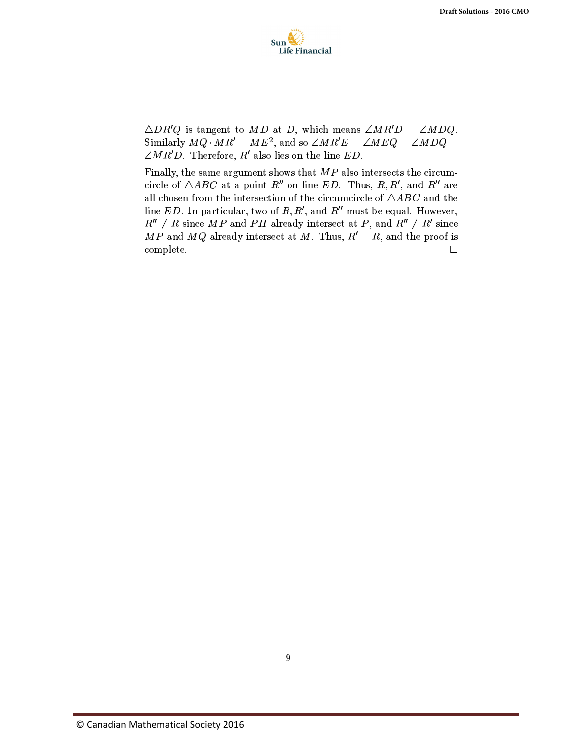$\triangle DR'Q$ is tangent to $MD$ at $D$, which means $\angle MR'D = \angle MDQ$. Similarly $MQ \cdot MR' = ME^2$, and so $\angle MR'E = \angle MEQ = \angle MDQ = \angle MR'D$. Therefore, $R'$ also lies on the line $ED$.

Finally, the same argument shows that $MP$ also intersects the circumcircle of $\triangle ABC$ at a point $R''$ on line $ED$. Thus, $R, R'$, and $R''$ are all chosen from the intersection of the circumcircle of $\triangle ABC$ and the line $ED$. In particular, two of $R, R'$, and $R''$ must be equal. However, $R'' \neq R$ since $MP$ and $PH$ already intersect at $P$, and $R'' \neq R'$ since $MP$ and $MQ$ already intersect at $M$. Thus, $R' = R$, and the proof is complete. $\square$